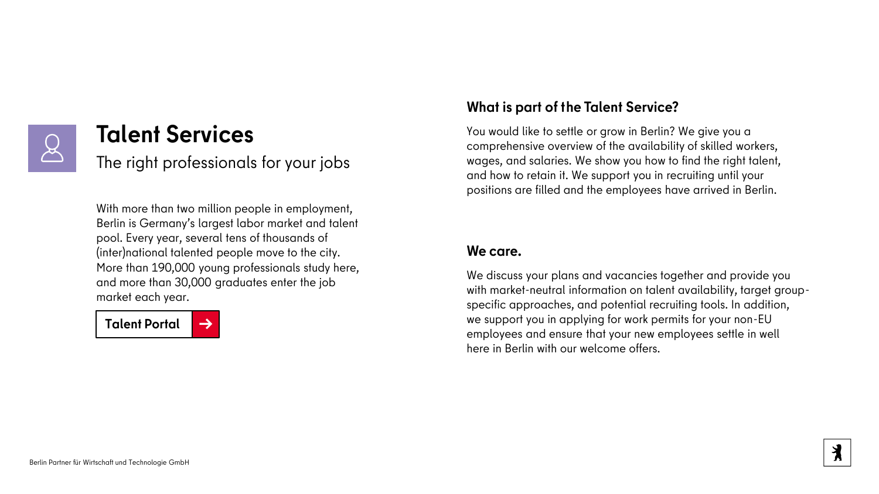# Talent Services

The right professionals for your jobs

With more than two million people in employment, Berlin is Germany's largest labor market and talent pool. Every year, several tens of thousands of (inter)national talented people move to the city. More than 190,000 young professionals study here, and more than 30,000 graduates enter the job market each year.

**Talent Portal** →

## What is part of the Talent Service?

You would like to settle or grow in Berlin? We give you a comprehensive overview of the availability of skilled workers, wages, and salaries. We show you how to find the right talent, and how to retain it. We support you in recruiting until your positions are filled and the employees have arrived in Berlin.

## We care.

We discuss your plans and vacancies together and provide you with market-neutral information on talent availability, target group-specific approaches, and potential recruiting tools. In addition, we support you in applying for work permits for your non-EU employees and ensure that your new employees settle in well here in Berlin with our welcome offers.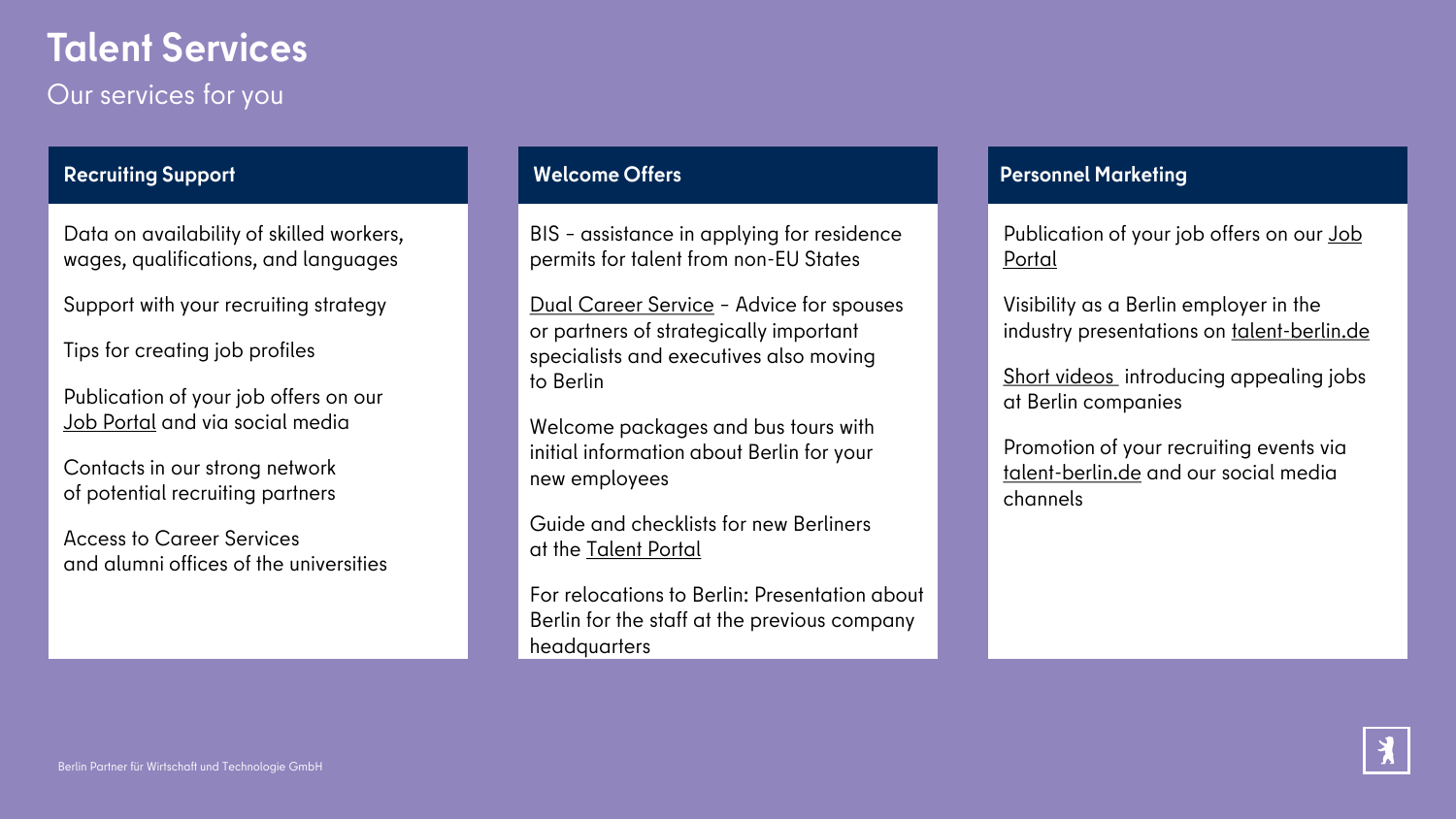# Talent Services

Our services for you

## Recruiting Support

Data on availability of skilled workers, wages, qualifications, and languages

Support with your recruiting strategy

Tips for creating job profiles

Publication of your job offers on our Job Portal and via social media

Contacts in our strong network of potential recruiting partners

Access to Career Services and alumni offices of the universities

## Welcome Offers

BIS – assistance in applying for residence permits for talent from non-EU States

Dual Career Service – Advice for spouses or partners of strategically important specialists and executives also moving to Berlin

Welcome packages and bus tours with initial information about Berlin for your new employees

Guide and checklists for new Berliners at the Talent Portal

For relocations to Berlin: Presentation about Berlin for the staff at the previous company headquarters

## Personnel Marketing

Publication of your job offers on our Job Portal

Visibility as a Berlin employer in the industry presentations on talent-berlin.de

Short videos introducing appealing jobs at Berlin companies

Promotion of your recruiting events via talent-berlin.de and our social media channels

Berlin Partner für Wirtschaft und Technologie GmbH